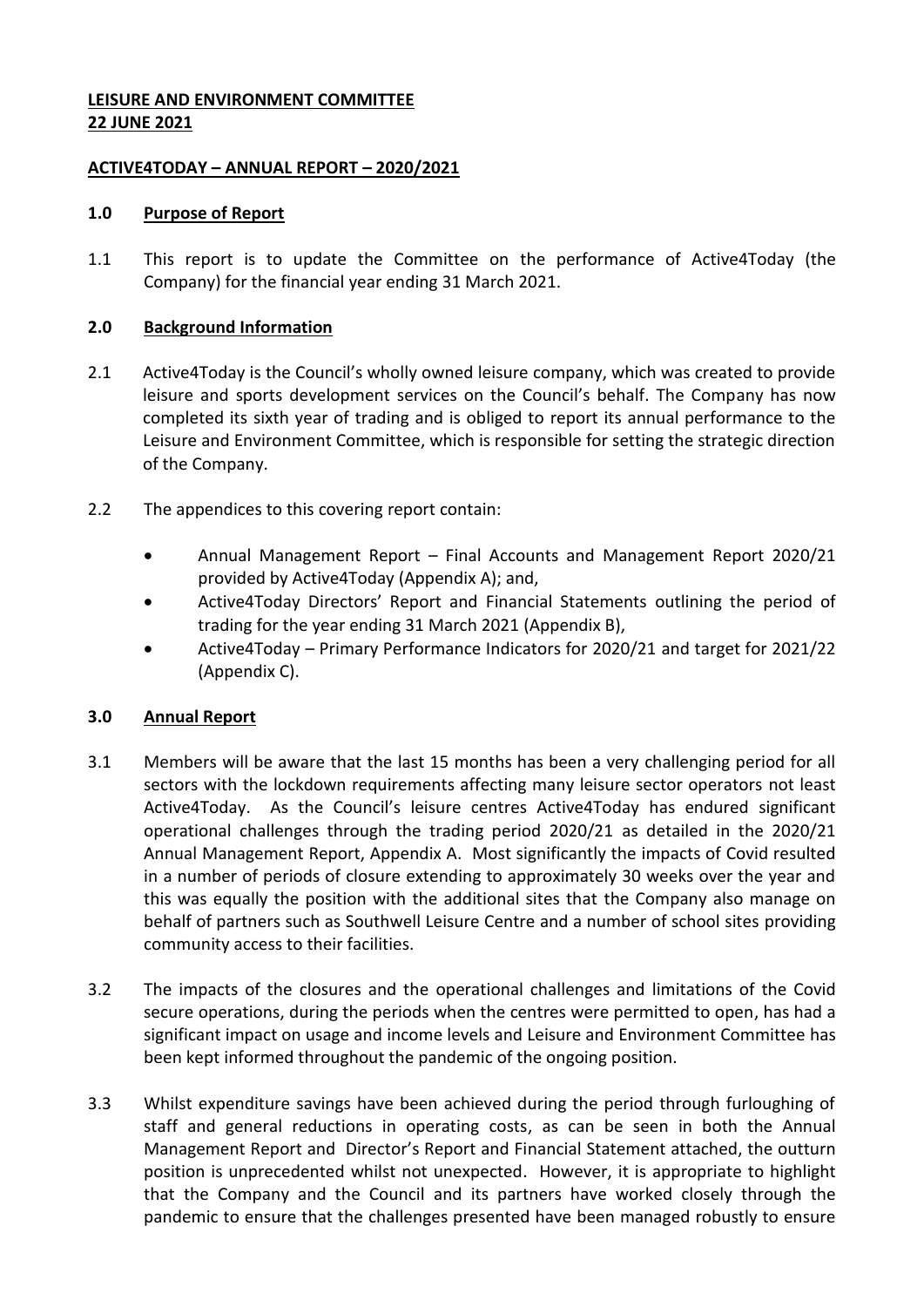**LEISURE AND ENVIRONMENT COMMITTEE**
**22 JUNE 2021**

**ACTIVE4TODAY – ANNUAL REPORT – 2020/2021**

## 1.0 Purpose of Report

1.1 This report is to update the Committee on the performance of Active4Today (the Company) for the financial year ending 31 March 2021.

## 2.0 Background Information

2.1 Active4Today is the Council's wholly owned leisure company, which was created to provide leisure and sports development services on the Council's behalf. The Company has now completed its sixth year of trading and is obliged to report its annual performance to the Leisure and Environment Committee, which is responsible for setting the strategic direction of the Company.

2.2 The appendices to this covering report contain:

- Annual Management Report – Final Accounts and Management Report 2020/21 provided by Active4Today (Appendix A); and,
- Active4Today Directors' Report and Financial Statements outlining the period of trading for the year ending 31 March 2021 (Appendix B),
- Active4Today – Primary Performance Indicators for 2020/21 and target for 2021/22 (Appendix C).

## 3.0 Annual Report

3.1 Members will be aware that the last 15 months has been a very challenging period for all sectors with the lockdown requirements affecting many leisure sector operators not least Active4Today. As the Council's leisure centres Active4Today has endured significant operational challenges through the trading period 2020/21 as detailed in the 2020/21 Annual Management Report, Appendix A. Most significantly the impacts of Covid resulted in a number of periods of closure extending to approximately 30 weeks over the year and this was equally the position with the additional sites that the Company also manage on behalf of partners such as Southwell Leisure Centre and a number of school sites providing community access to their facilities.

3.2 The impacts of the closures and the operational challenges and limitations of the Covid secure operations, during the periods when the centres were permitted to open, has had a significant impact on usage and income levels and Leisure and Environment Committee has been kept informed throughout the pandemic of the ongoing position.

3.3 Whilst expenditure savings have been achieved during the period through furloughing of staff and general reductions in operating costs, as can be seen in both the Annual Management Report and Director's Report and Financial Statement attached, the outturn position is unprecedented whilst not unexpected. However, it is appropriate to highlight that the Company and the Council and its partners have worked closely through the pandemic to ensure that the challenges presented have been managed robustly to ensure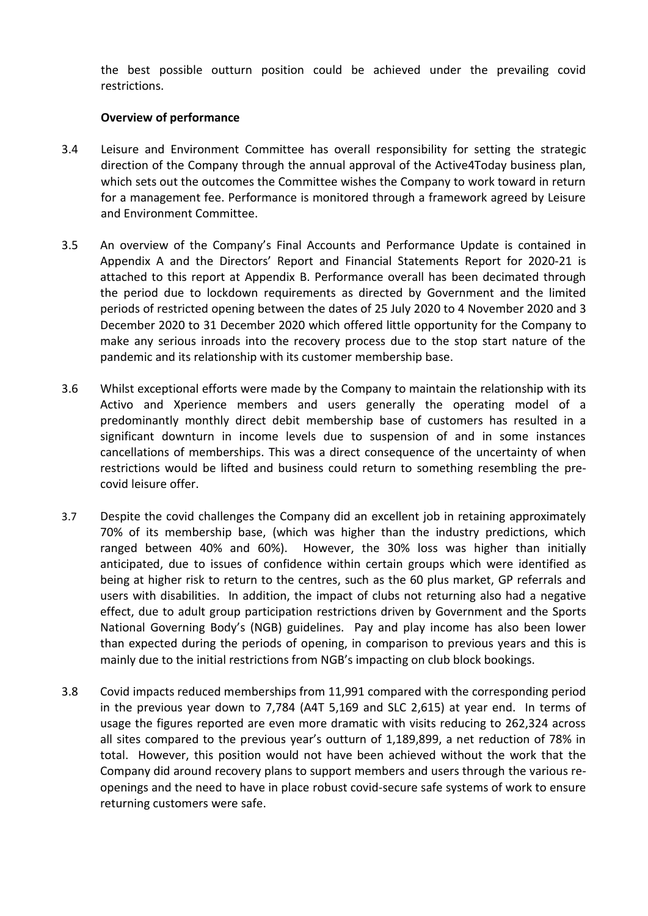the best possible outturn position could be achieved under the prevailing covid restrictions.

**Overview of performance**

3.4 Leisure and Environment Committee has overall responsibility for setting the strategic direction of the Company through the annual approval of the Active4Today business plan, which sets out the outcomes the Committee wishes the Company to work toward in return for a management fee. Performance is monitored through a framework agreed by Leisure and Environment Committee.

3.5 An overview of the Company's Final Accounts and Performance Update is contained in Appendix A and the Directors' Report and Financial Statements Report for 2020-21 is attached to this report at Appendix B. Performance overall has been decimated through the period due to lockdown requirements as directed by Government and the limited periods of restricted opening between the dates of 25 July 2020 to 4 November 2020 and 3 December 2020 to 31 December 2020 which offered little opportunity for the Company to make any serious inroads into the recovery process due to the stop start nature of the pandemic and its relationship with its customer membership base.

3.6 Whilst exceptional efforts were made by the Company to maintain the relationship with its Activo and Xperience members and users generally the operating model of a predominantly monthly direct debit membership base of customers has resulted in a significant downturn in income levels due to suspension of and in some instances cancellations of memberships. This was a direct consequence of the uncertainty of when restrictions would be lifted and business could return to something resembling the pre-covid leisure offer.

3.7 Despite the covid challenges the Company did an excellent job in retaining approximately 70% of its membership base, (which was higher than the industry predictions, which ranged between 40% and 60%). However, the 30% loss was higher than initially anticipated, due to issues of confidence within certain groups which were identified as being at higher risk to return to the centres, such as the 60 plus market, GP referrals and users with disabilities. In addition, the impact of clubs not returning also had a negative effect, due to adult group participation restrictions driven by Government and the Sports National Governing Body's (NGB) guidelines. Pay and play income has also been lower than expected during the periods of opening, in comparison to previous years and this is mainly due to the initial restrictions from NGB's impacting on club block bookings.

3.8 Covid impacts reduced memberships from 11,991 compared with the corresponding period in the previous year down to 7,784 (A4T 5,169 and SLC 2,615) at year end. In terms of usage the figures reported are even more dramatic with visits reducing to 262,324 across all sites compared to the previous year's outturn of 1,189,899, a net reduction of 78% in total. However, this position would not have been achieved without the work that the Company did around recovery plans to support members and users through the various re-openings and the need to have in place robust covid-secure safe systems of work to ensure returning customers were safe.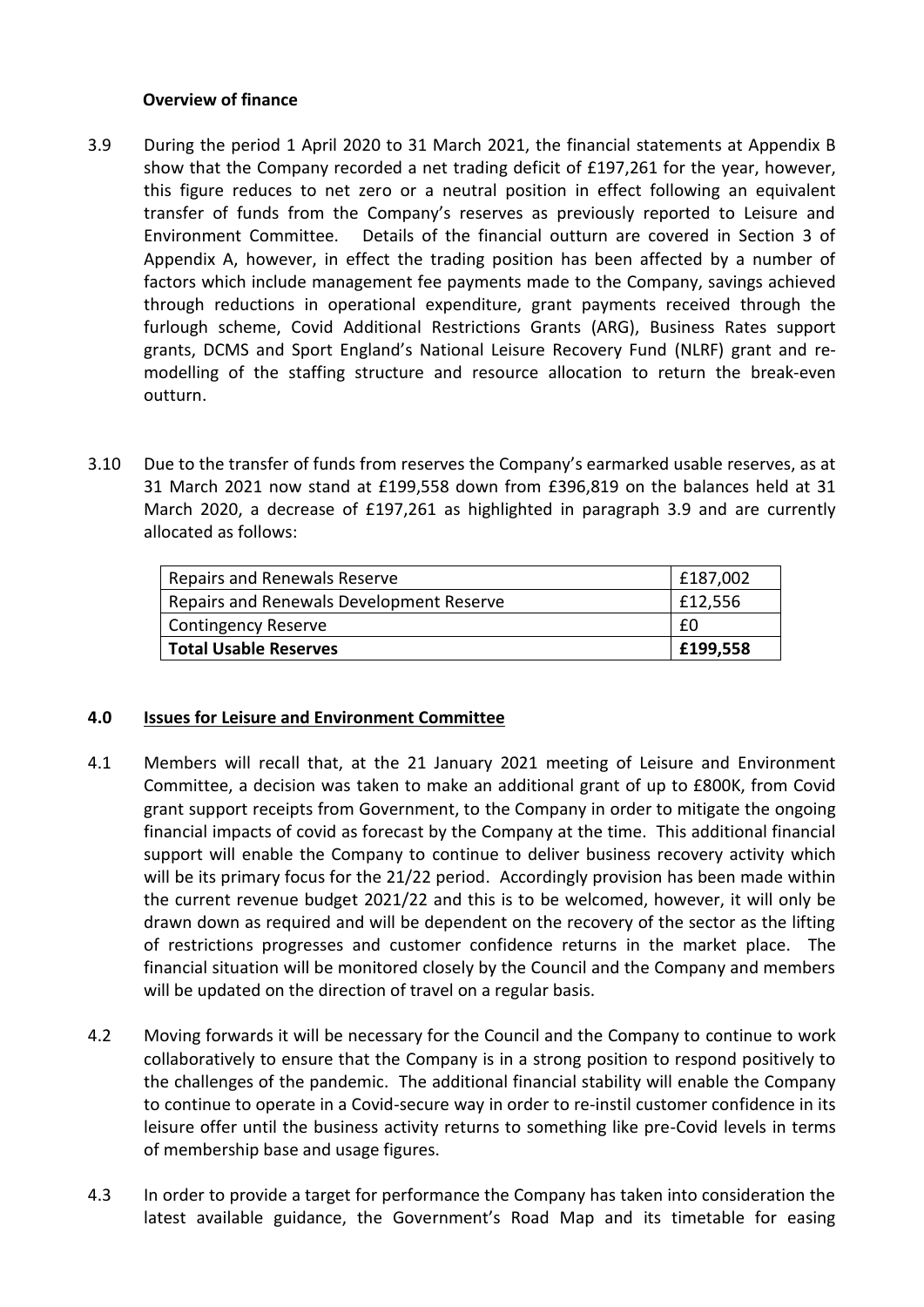**Overview of finance**

3.9 During the period 1 April 2020 to 31 March 2021, the financial statements at Appendix B show that the Company recorded a net trading deficit of £197,261 for the year, however, this figure reduces to net zero or a neutral position in effect following an equivalent transfer of funds from the Company's reserves as previously reported to Leisure and Environment Committee. Details of the financial outturn are covered in Section 3 of Appendix A, however, in effect the trading position has been affected by a number of factors which include management fee payments made to the Company, savings achieved through reductions in operational expenditure, grant payments received through the furlough scheme, Covid Additional Restrictions Grants (ARG), Business Rates support grants, DCMS and Sport England's National Leisure Recovery Fund (NLRF) grant and re-modelling of the staffing structure and resource allocation to return the break-even outturn.

3.10 Due to the transfer of funds from reserves the Company's earmarked usable reserves, as at 31 March 2021 now stand at £199,558 down from £396,819 on the balances held at 31 March 2020, a decrease of £197,261 as highlighted in paragraph 3.9 and are currently allocated as follows:

| | |
|---|---|
| Repairs and Renewals Reserve | £187,002 |
| Repairs and Renewals Development Reserve | £12,556 |
| Contingency Reserve | £0 |
| **Total Usable Reserves** | **£199,558** |

## 4.0 Issues for Leisure and Environment Committee

4.1 Members will recall that, at the 21 January 2021 meeting of Leisure and Environment Committee, a decision was taken to make an additional grant of up to £800K, from Covid grant support receipts from Government, to the Company in order to mitigate the ongoing financial impacts of covid as forecast by the Company at the time. This additional financial support will enable the Company to continue to deliver business recovery activity which will be its primary focus for the 21/22 period. Accordingly provision has been made within the current revenue budget 2021/22 and this is to be welcomed, however, it will only be drawn down as required and will be dependent on the recovery of the sector as the lifting of restrictions progresses and customer confidence returns in the market place. The financial situation will be monitored closely by the Council and the Company and members will be updated on the direction of travel on a regular basis.

4.2 Moving forwards it will be necessary for the Council and the Company to continue to work collaboratively to ensure that the Company is in a strong position to respond positively to the challenges of the pandemic. The additional financial stability will enable the Company to continue to operate in a Covid-secure way in order to re-instil customer confidence in its leisure offer until the business activity returns to something like pre-Covid levels in terms of membership base and usage figures.

4.3 In order to provide a target for performance the Company has taken into consideration the latest available guidance, the Government's Road Map and its timetable for easing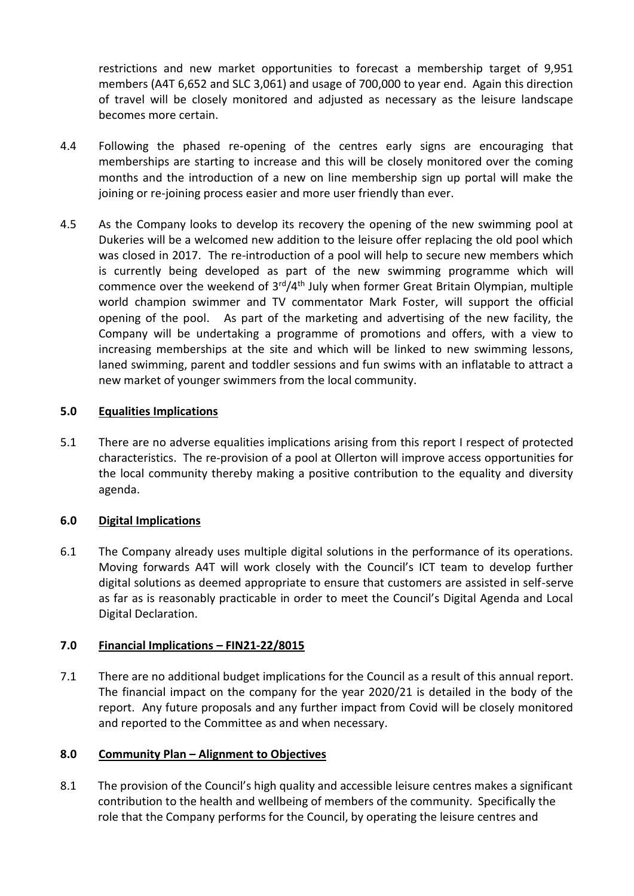restrictions and new market opportunities to forecast a membership target of 9,951 members (A4T 6,652 and SLC 3,061) and usage of 700,000 to year end. Again this direction of travel will be closely monitored and adjusted as necessary as the leisure landscape becomes more certain.

4.4 Following the phased re-opening of the centres early signs are encouraging that memberships are starting to increase and this will be closely monitored over the coming months and the introduction of a new on line membership sign up portal will make the joining or re-joining process easier and more user friendly than ever.

4.5 As the Company looks to develop its recovery the opening of the new swimming pool at Dukeries will be a welcomed new addition to the leisure offer replacing the old pool which was closed in 2017. The re-introduction of a pool will help to secure new members which is currently being developed as part of the new swimming programme which will commence over the weekend of 3rd/4th July when former Great Britain Olympian, multiple world champion swimmer and TV commentator Mark Foster, will support the official opening of the pool. As part of the marketing and advertising of the new facility, the Company will be undertaking a programme of promotions and offers, with a view to increasing memberships at the site and which will be linked to new swimming lessons, laned swimming, parent and toddler sessions and fun swims with an inflatable to attract a new market of younger swimmers from the local community.

## 5.0 Equalities Implications

5.1 There are no adverse equalities implications arising from this report I respect of protected characteristics. The re-provision of a pool at Ollerton will improve access opportunities for the local community thereby making a positive contribution to the equality and diversity agenda.

## 6.0 Digital Implications

6.1 The Company already uses multiple digital solutions in the performance of its operations. Moving forwards A4T will work closely with the Council's ICT team to develop further digital solutions as deemed appropriate to ensure that customers are assisted in self-serve as far as is reasonably practicable in order to meet the Council's Digital Agenda and Local Digital Declaration.

## 7.0 Financial Implications – FIN21-22/8015

7.1 There are no additional budget implications for the Council as a result of this annual report. The financial impact on the company for the year 2020/21 is detailed in the body of the report. Any future proposals and any further impact from Covid will be closely monitored and reported to the Committee as and when necessary.

## 8.0 Community Plan – Alignment to Objectives

8.1 The provision of the Council's high quality and accessible leisure centres makes a significant contribution to the health and wellbeing of members of the community. Specifically the role that the Company performs for the Council, by operating the leisure centres and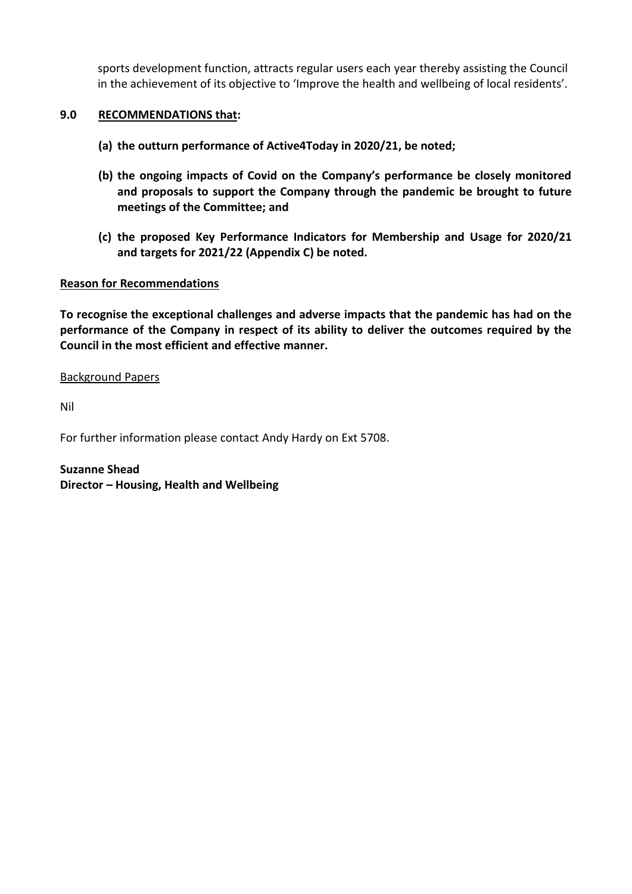sports development function, attracts regular users each year thereby assisting the Council in the achievement of its objective to 'Improve the health and wellbeing of local residents'.

## 9.0 RECOMMENDATIONS that:

**(a) the outturn performance of Active4Today in 2020/21, be noted;**

**(b) the ongoing impacts of Covid on the Company's performance be closely monitored and proposals to support the Company through the pandemic be brought to future meetings of the Committee; and**

**(c) the proposed Key Performance Indicators for Membership and Usage for 2020/21 and targets for 2021/22 (Appendix C) be noted.**

**Reason for Recommendations**

**To recognise the exceptional challenges and adverse impacts that the pandemic has had on the performance of the Company in respect of its ability to deliver the outcomes required by the Council in the most efficient and effective manner.**

Background Papers

Nil

For further information please contact Andy Hardy on Ext 5708.

**Suzanne Shead**
**Director – Housing, Health and Wellbeing**